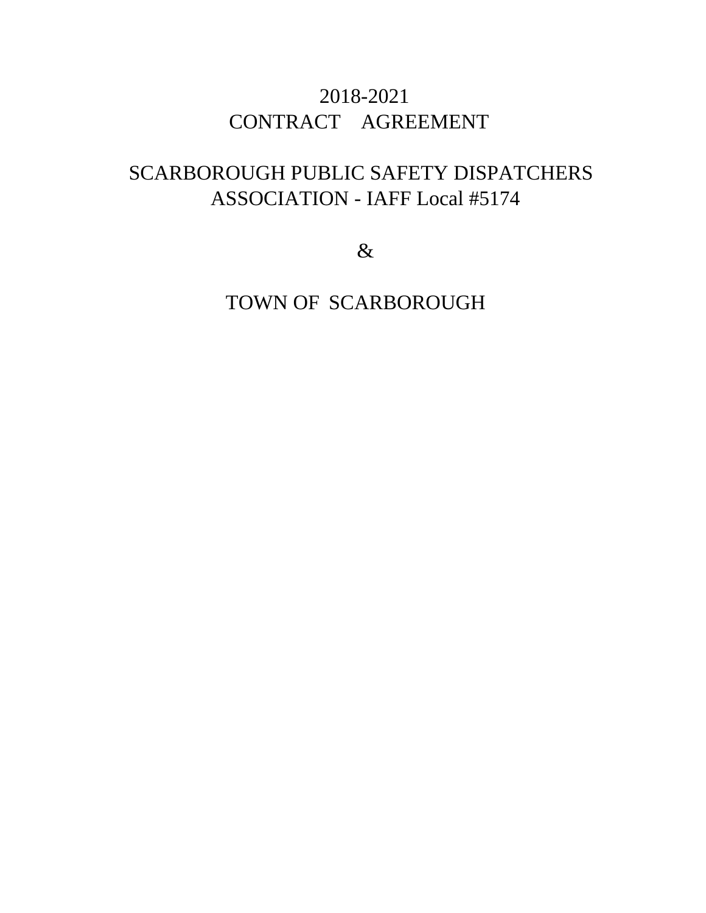# 2018-2021
# CONTRACT AGREEMENT

# SCARBOROUGH PUBLIC SAFETY DISPATCHERS ASSOCIATION - IAFF Local #5174

&

# TOWN OF SCARBOROUGH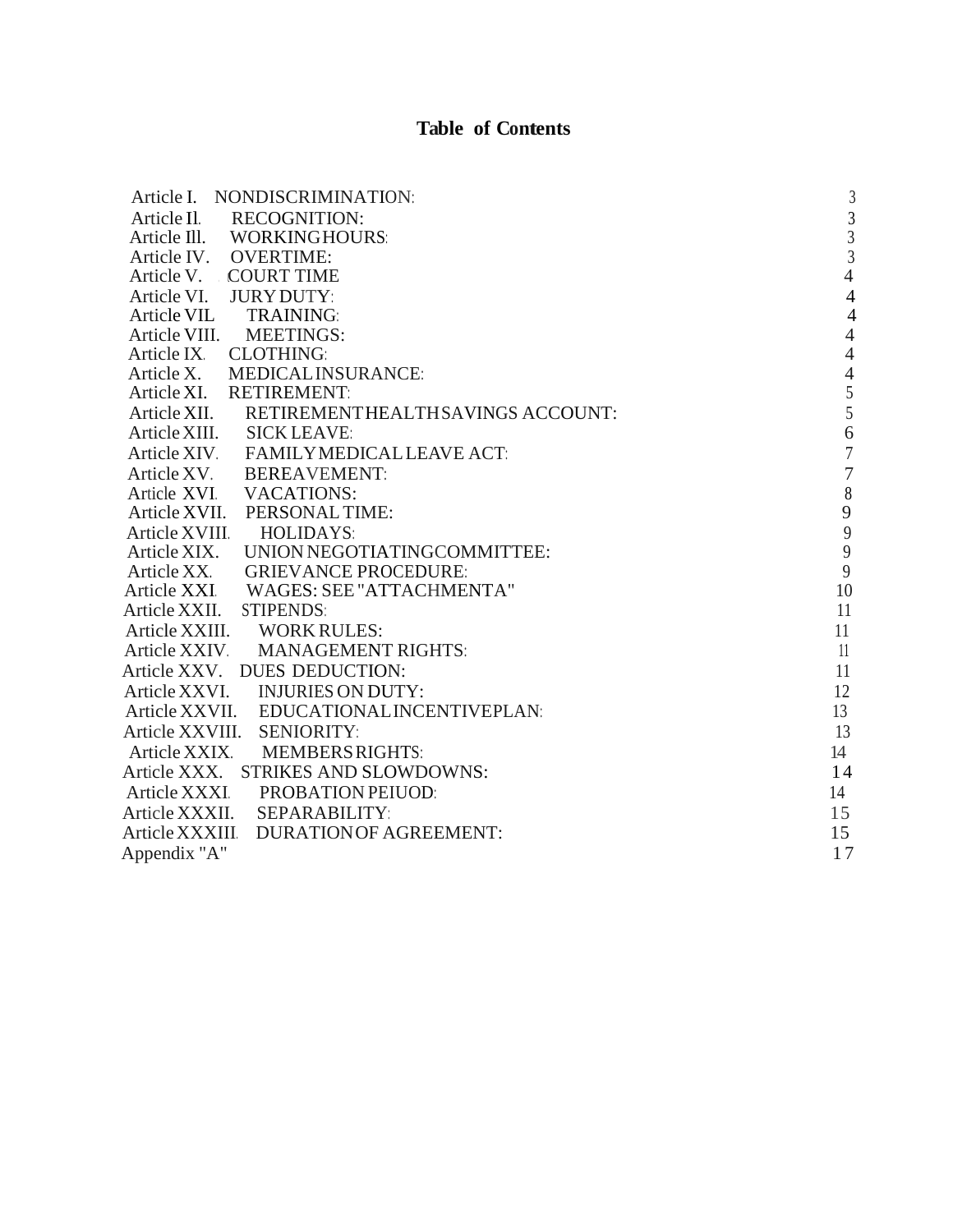# Table of Contents

| | | |
|---|---|---|
| Article I. | NONDISCRIMINATION: | 3 |
| Article Il. | RECOGNITION: | 3 |
| Article Ill. | WORKING HOURS: | 3 |
| Article IV. | OVERTIME: | 3 |
| Article V. | COURT TIME | 4 |
| Article VI. | JURY DUTY: | 4 |
| Article VIL | TRAINING: | 4 |
| Article VIII. | MEETINGS: | 4 |
| Article IX. | CLOTHING: | 4 |
| Article X. | MEDICAL INSURANCE: | 4 |
| Article XI. | RETIREMENT: | 5 |
| Article XII. | RETIREMENT HEALTH SAVINGS ACCOUNT: | 5 |
| Article XIII. | SICK LEAVE: | 6 |
| Article XIV. | FAMILY MEDICAL LEAVE ACT: | 7 |
| Article XV. | BEREAVEMENT: | 7 |
| Article XVI. | VACATIONS: | 8 |
| Article XVII. | PERSONAL TIME: | 9 |
| Article XVIII. | HOLIDAYS: | 9 |
| Article XIX. | UNION NEGOTIATING COMMITTEE: | 9 |
| Article XX. | GRIEVANCE PROCEDURE: | 9 |
| Article XXI. | WAGES: SEE "ATTACHMENT A" | 10 |
| Article XXII. | STIPENDS: | 11 |
| Article XXIII. | WORK RULES: | 11 |
| Article XXIV. | MANAGEMENT RIGHTS: | 11 |
| Article XXV. | DUES DEDUCTION: | 11 |
| Article XXVI. | INJURIES ON DUTY: | 12 |
| Article XXVII. | EDUCATIONAL INCENTIVE PLAN: | 13 |
| Article XXVIII. | SENIORITY: | 13 |
| Article XXIX. | MEMBERS RIGHTS: | 14 |
| Article XXX. | STRIKES AND SLOWDOWNS: | 14 |
| Article XXXI. | PROBATION PEIUOD: | 14 |
| Article XXXII. | SEPARABILITY: | 15 |
| Article XXXIII. | DURATION OF AGREEMENT: | 15 |
| Appendix "A" | | 17 |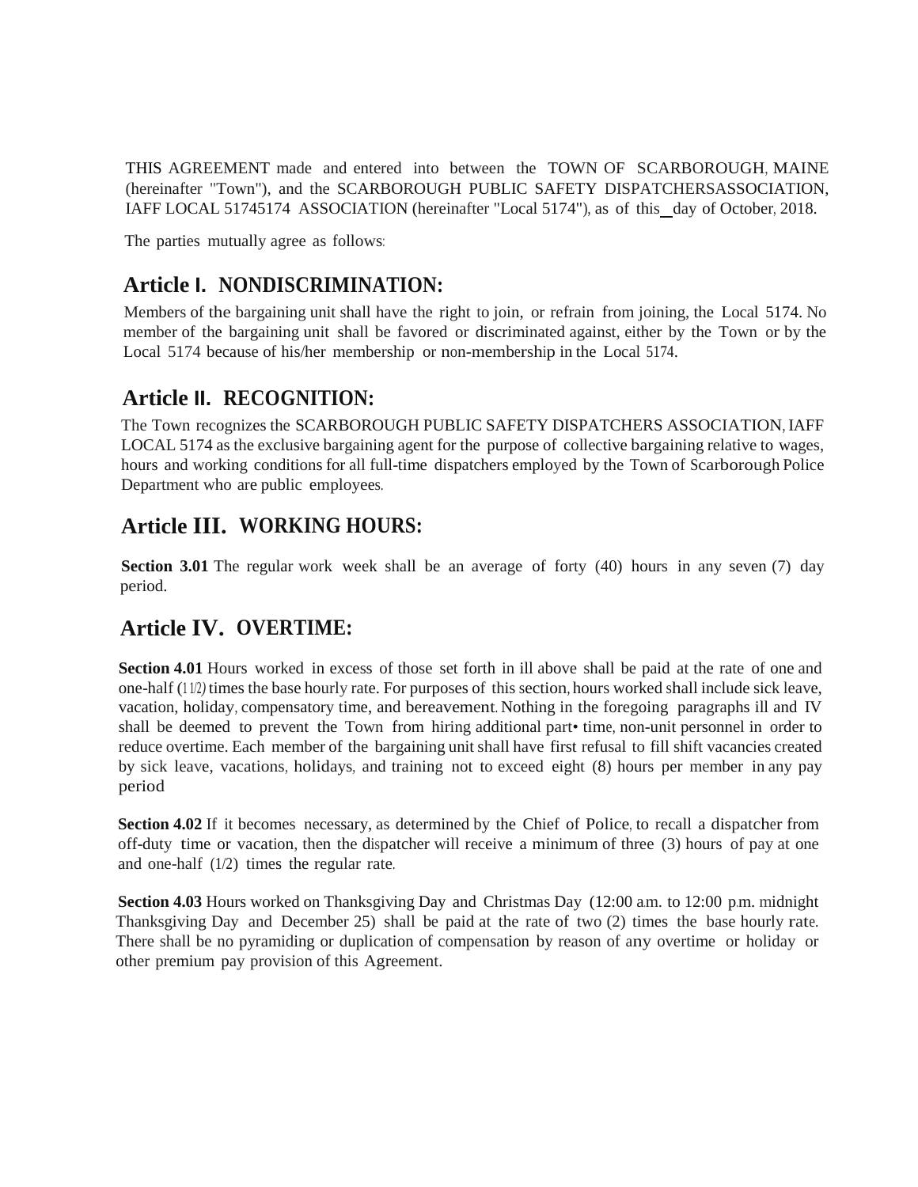THIS AGREEMENT made and entered into between the TOWN OF SCARBOROUGH, MAINE (hereinafter "Town"), and the SCARBOROUGH PUBLIC SAFETY DISPATCHERSASSOCIATION, IAFF LOCAL 51745174 ASSOCIATION (hereinafter "Local 5174"), as of this _ day of October, 2018.

The parties mutually agree as follows:

## Article I. NONDISCRIMINATION:

Members of the bargaining unit shall have the right to join, or refrain from joining, the Local 5174. No member of the bargaining unit shall be favored or discriminated against, either by the Town or by the Local 5174 because of his/her membership or non-membership in the Local 5174.

## Article II. RECOGNITION:

The Town recognizes the SCARBOROUGH PUBLIC SAFETY DISPATCHERS ASSOCIATION, IAFF LOCAL 5174 as the exclusive bargaining agent for the purpose of collective bargaining relative to wages, hours and working conditions for all full-time dispatchers employed by the Town of Scarborough Police Department who are public employees.

## Article III. WORKING HOURS:

**Section 3.01** The regular work week shall be an average of forty (40) hours in any seven (7) day period.

## Article IV. OVERTIME:

**Section 4.01** Hours worked in excess of those set forth in ill above shall be paid at the rate of one and one-half (11/2) times the base hourly rate. For purposes of this section, hours worked shall include sick leave, vacation, holiday, compensatory time, and bereavement. Nothing in the foregoing paragraphs ill and IV shall be deemed to prevent the Town from hiring additional part• time, non-unit personnel in order to reduce overtime. Each member of the bargaining unit shall have first refusal to fill shift vacancies created by sick leave, vacations, holidays, and training not to exceed eight (8) hours per member in any pay period

**Section 4.02** If it becomes necessary, as determined by the Chief of Police, to recall a dispatcher from off-duty time or vacation, then the dispatcher will receive a minimum of three (3) hours of pay at one and one-half (1/2) times the regular rate.

**Section 4.03** Hours worked on Thanksgiving Day and Christmas Day (12:00 a.m. to 12:00 p.m. midnight Thanksgiving Day and December 25) shall be paid at the rate of two (2) times the base hourly rate. There shall be no pyramiding or duplication of compensation by reason of any overtime or holiday or other premium pay provision of this Agreement.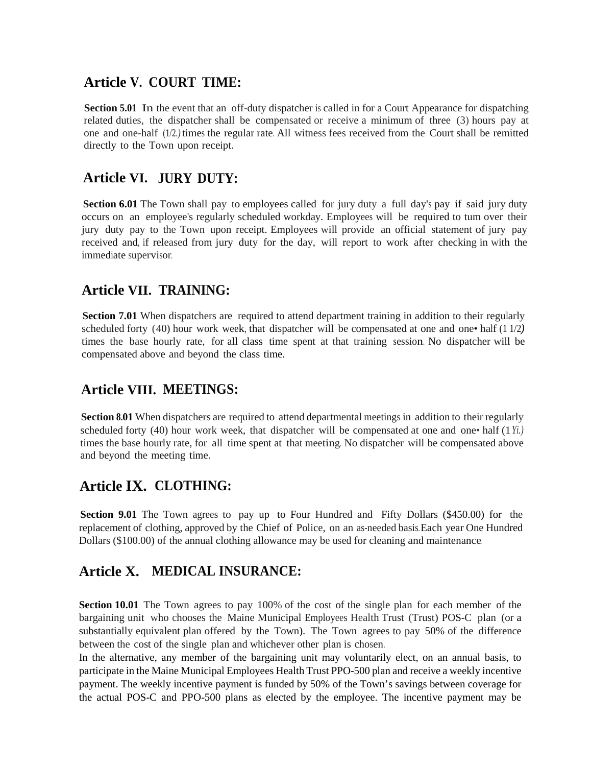## Article V. COURT TIME:

**Section 5.01** In the event that an off-duty dispatcher is called in for a Court Appearance for dispatching related duties, the dispatcher shall be compensated or receive a minimum of three (3) hours pay at one and one-half (1/2.) times the regular rate. All witness fees received from the Court shall be remitted directly to the Town upon receipt.

## Article VI. JURY DUTY:

**Section 6.01** The Town shall pay to employees called for jury duty a full day's pay if said jury duty occurs on an employee's regularly scheduled workday. Employees will be required to tum over their jury duty pay to the Town upon receipt. Employees will provide an official statement of jury pay received and, if released from jury duty for the day, will report to work after checking in with the immediate supervisor.

## Article VII. TRAINING:

**Section 7.01** When dispatchers are required to attend department training in addition to their regularly scheduled forty (40) hour work week, that dispatcher will be compensated at one and one• half (1 1/2) times the base hourly rate, for all class time spent at that training session. No dispatcher will be compensated above and beyond the class time.

## Article VIII. MEETINGS:

**Section 8.01** When dispatchers are required to attend departmental meetings in addition to their regularly scheduled forty (40) hour work week, that dispatcher will be compensated at one and one• half (1 *Yi.)* times the base hourly rate, for all time spent at that meeting. No dispatcher will be compensated above and beyond the meeting time.

## Article IX. CLOTHING:

**Section 9.01** The Town agrees to pay up to Four Hundred and Fifty Dollars ($450.00) for the replacement of clothing, approved by the Chief of Police, on an as-needed basis. Each year One Hundred Dollars ($100.00) of the annual clothing allowance may be used for cleaning and maintenance.

## Article X. MEDICAL INSURANCE:

**Section 10.01** The Town agrees to pay 100% of the cost of the single plan for each member of the bargaining unit who chooses the Maine Municipal Employees Health Trust (Trust) POS-C plan (or a substantially equivalent plan offered by the Town). The Town agrees to pay 50% of the difference between the cost of the single plan and whichever other plan is chosen.

In the alternative, any member of the bargaining unit may voluntarily elect, on an annual basis, to participate in the Maine Municipal Employees Health Trust PPO-500 plan and receive a weekly incentive payment. The weekly incentive payment is funded by 50% of the Town's savings between coverage for the actual POS-C and PPO-500 plans as elected by the employee. The incentive payment may be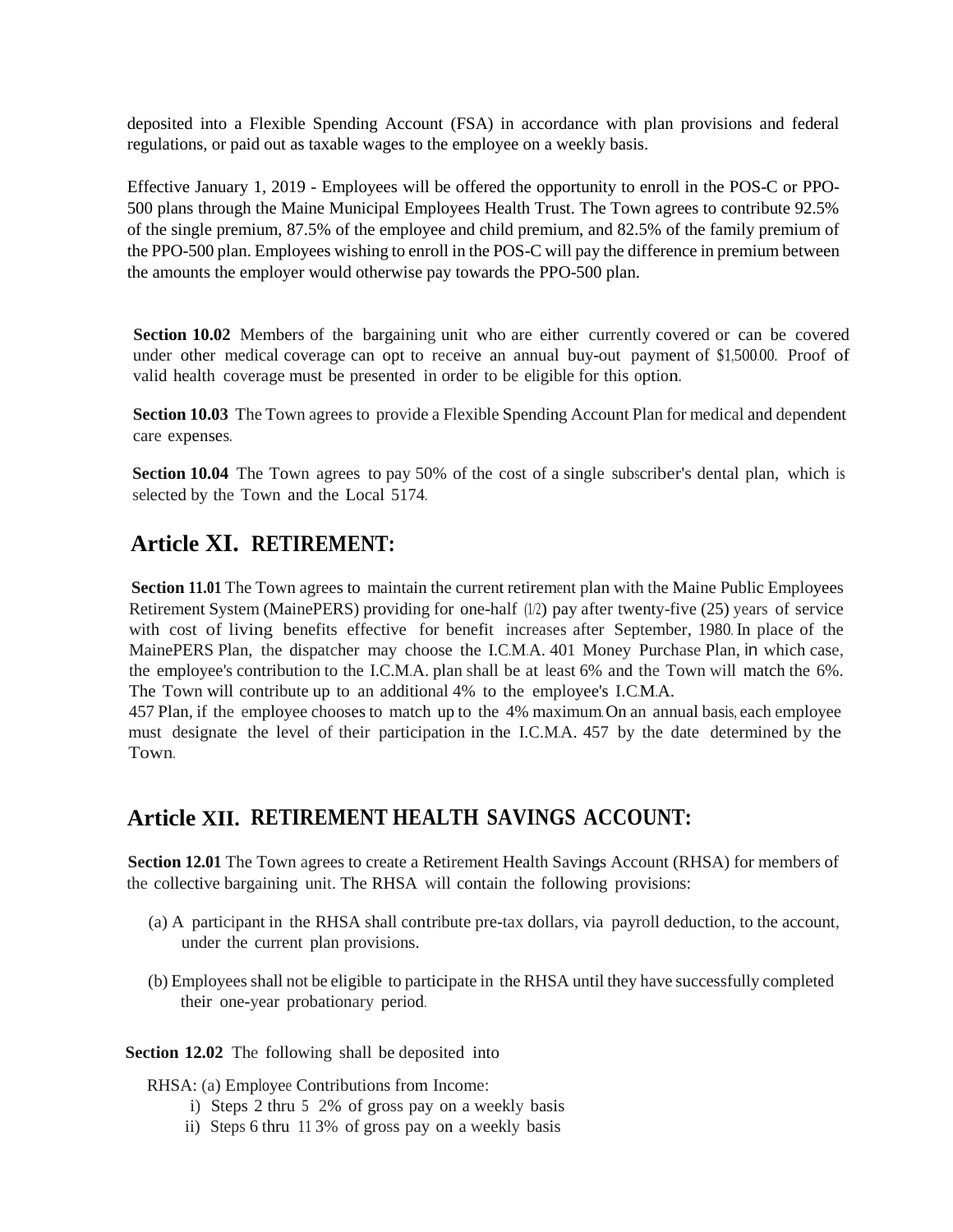deposited into a Flexible Spending Account (FSA) in accordance with plan provisions and federal regulations, or paid out as taxable wages to the employee on a weekly basis.

Effective January 1, 2019 - Employees will be offered the opportunity to enroll in the POS-C or PPO-500 plans through the Maine Municipal Employees Health Trust. The Town agrees to contribute 92.5% of the single premium, 87.5% of the employee and child premium, and 82.5% of the family premium of the PPO-500 plan. Employees wishing to enroll in the POS-C will pay the difference in premium between the amounts the employer would otherwise pay towards the PPO-500 plan.

**Section 10.02** Members of the bargaining unit who are either currently covered or can be covered under other medical coverage can opt to receive an annual buy-out payment of $1,500.00. Proof of valid health coverage must be presented in order to be eligible for this option.

**Section 10.03** The Town agrees to provide a Flexible Spending Account Plan for medical and dependent care expenses.

**Section 10.04** The Town agrees to pay 50% of the cost of a single subscriber's dental plan, which is selected by the Town and the Local 5174.

## Article XI. RETIREMENT:

**Section 11.01** The Town agrees to maintain the current retirement plan with the Maine Public Employees Retirement System (MainePERS) providing for one-half (1/2) pay after twenty-five (25) years of service with cost of living benefits effective for benefit increases after September, 1980. In place of the MainePERS Plan, the dispatcher may choose the I.C.M.A. 401 Money Purchase Plan, in which case, the employee's contribution to the I.C.M.A. plan shall be at least 6% and the Town will match the 6%. The Town will contribute up to an additional 4% to the employee's I.C.M.A. 457 Plan, if the employee chooses to match up to the 4% maximum. On an annual basis, each employee must designate the level of their participation in the I.C.M.A. 457 by the date determined by the Town.

## Article XII. RETIREMENT HEALTH SAVINGS ACCOUNT:

**Section 12.01** The Town agrees to create a Retirement Health Savings Account (RHSA) for members of the collective bargaining unit. The RHSA will contain the following provisions:

(a) A participant in the RHSA shall contribute pre-tax dollars, via payroll deduction, to the account, under the current plan provisions.

(b) Employees shall not be eligible to participate in the RHSA until they have successfully completed their one-year probationary period.

**Section 12.02** The following shall be deposited into

RHSA: (a) Employee Contributions from Income:

i) Steps 2 thru 5 2% of gross pay on a weekly basis

ii) Steps 6 thru 11 3% of gross pay on a weekly basis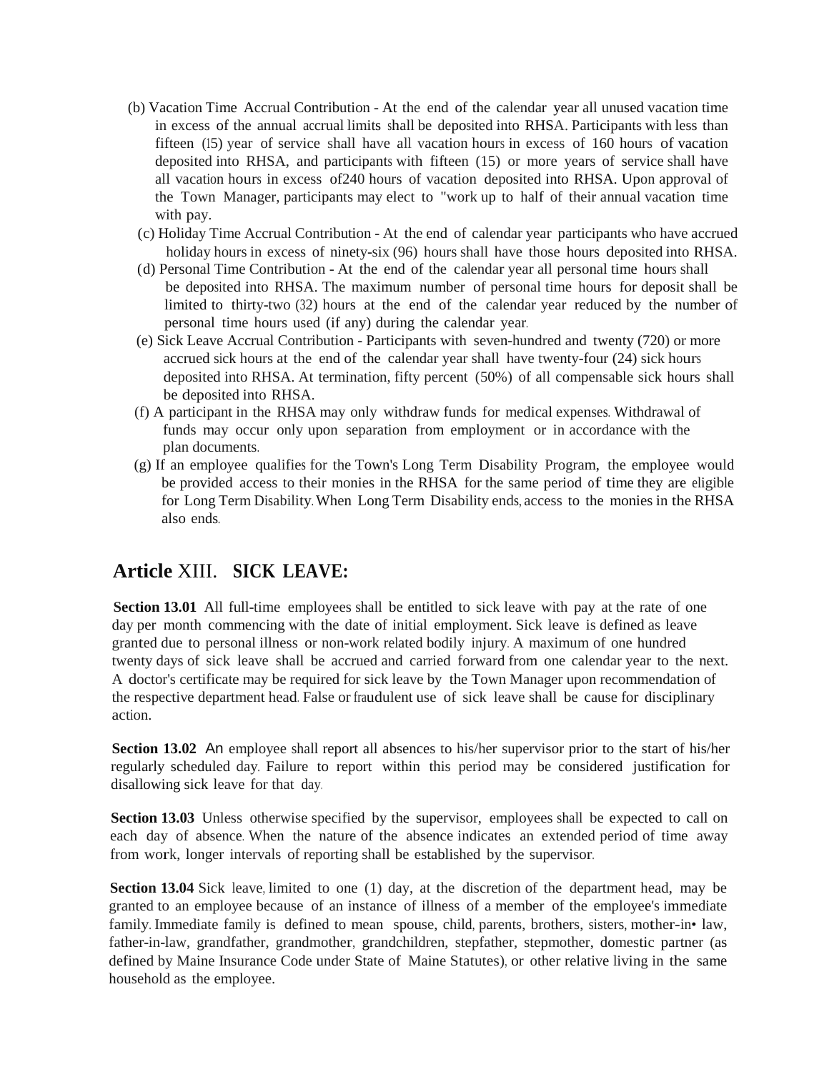(b) Vacation Time Accrual Contribution - At the end of the calendar year all unused vacation time in excess of the annual accrual limits shall be deposited into RHSA. Participants with less than fifteen (15) year of service shall have all vacation hours in excess of 160 hours of vacation deposited into RHSA, and participants with fifteen (15) or more years of service shall have all vacation hours in excess of240 hours of vacation deposited into RHSA. Upon approval of the Town Manager, participants may elect to "work up to half of their annual vacation time with pay.

(c) Holiday Time Accrual Contribution - At the end of calendar year participants who have accrued holiday hours in excess of ninety-six (96) hours shall have those hours deposited into RHSA.

(d) Personal Time Contribution - At the end of the calendar year all personal time hours shall be deposited into RHSA. The maximum number of personal time hours for deposit shall be limited to thirty-two (32) hours at the end of the calendar year reduced by the number of personal time hours used (if any) during the calendar year.

(e) Sick Leave Accrual Contribution - Participants with seven-hundred and twenty (720) or more accrued sick hours at the end of the calendar year shall have twenty-four (24) sick hours deposited into RHSA. At termination, fifty percent (50%) of all compensable sick hours shall be deposited into RHSA.

(f) A participant in the RHSA may only withdraw funds for medical expenses. Withdrawal of funds may occur only upon separation from employment or in accordance with the plan documents.

(g) If an employee qualifies for the Town's Long Term Disability Program, the employee would be provided access to their monies in the RHSA for the same period of time they are eligible for Long Term Disability. When Long Term Disability ends, access to the monies in the RHSA also ends.

## Article XIII. SICK LEAVE:

**Section 13.01** All full-time employees shall be entitled to sick leave with pay at the rate of one day per month commencing with the date of initial employment. Sick leave is defined as leave granted due to personal illness or non-work related bodily injury. A maximum of one hundred twenty days of sick leave shall be accrued and carried forward from one calendar year to the next. A doctor's certificate may be required for sick leave by the Town Manager upon recommendation of the respective department head. False or fraudulent use of sick leave shall be cause for disciplinary action.

**Section 13.02** An employee shall report all absences to his/her supervisor prior to the start of his/her regularly scheduled day. Failure to report within this period may be considered justification for disallowing sick leave for that day.

**Section 13.03** Unless otherwise specified by the supervisor, employees shall be expected to call on each day of absence. When the nature of the absence indicates an extended period of time away from work, longer intervals of reporting shall be established by the supervisor.

**Section 13.04** Sick leave, limited to one (1) day, at the discretion of the department head, may be granted to an employee because of an instance of illness of a member of the employee's immediate family. Immediate family is defined to mean spouse, child, parents, brothers, sisters, mother-in• law, father-in-law, grandfather, grandmother, grandchildren, stepfather, stepmother, domestic partner (as defined by Maine Insurance Code under State of Maine Statutes), or other relative living in the same household as the employee.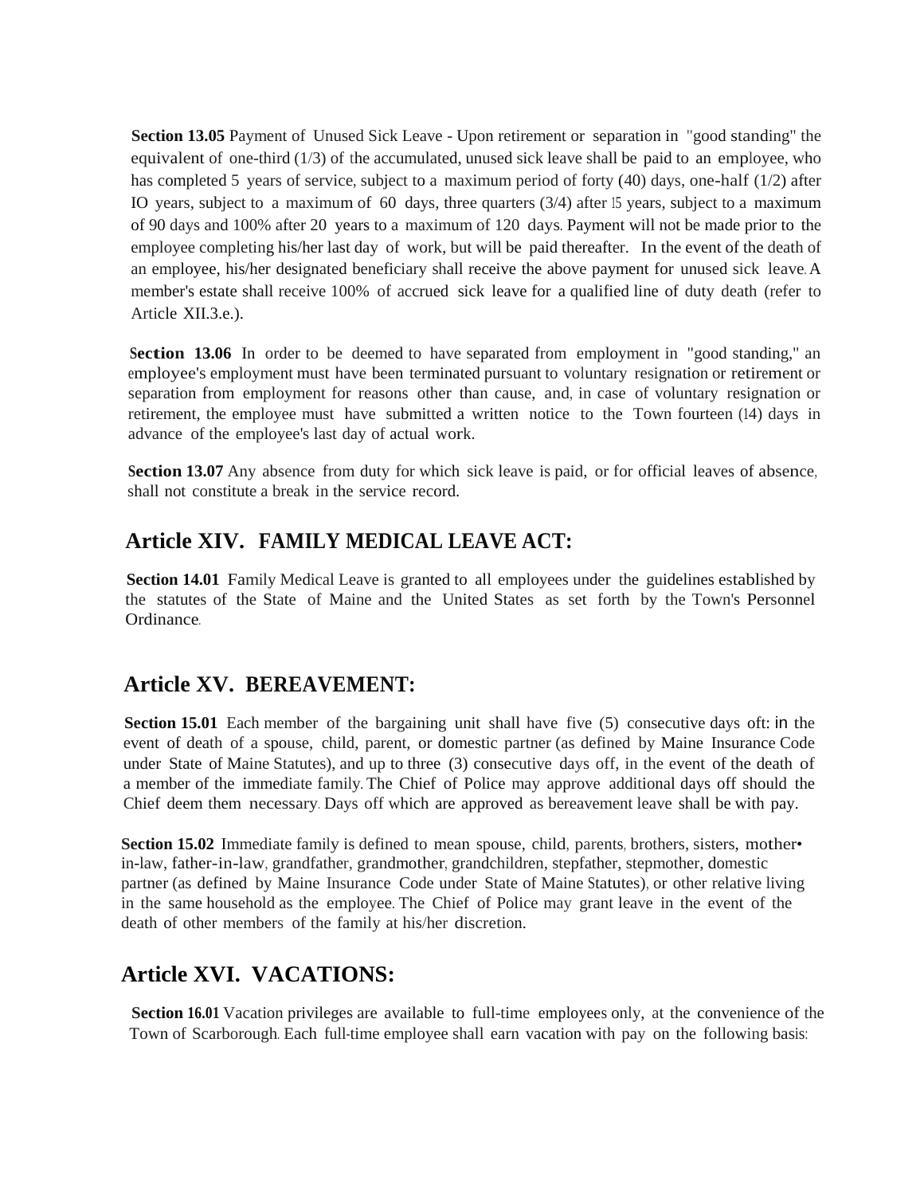**Section 13.05** Payment of Unused Sick Leave - Upon retirement or separation in "good standing" the equivalent of one-third (1/3) of the accumulated, unused sick leave shall be paid to an employee, who has completed 5 years of service, subject to a maximum period of forty (40) days, one-half (1/2) after IO years, subject to a maximum of 60 days, three quarters (3/4) after 15 years, subject to a maximum of 90 days and 100% after 20 years to a maximum of 120 days. Payment will not be made prior to the employee completing his/her last day of work, but will be paid thereafter. In the event of the death of an employee, his/her designated beneficiary shall receive the above payment for unused sick leave. A member's estate shall receive 100% of accrued sick leave for a qualified line of duty death (refer to Article XII.3.e.).

**Section 13.06** In order to be deemed to have separated from employment in "good standing," an employee's employment must have been terminated pursuant to voluntary resignation or retirement or separation from employment for reasons other than cause, and, in case of voluntary resignation or retirement, the employee must have submitted a written notice to the Town fourteen (14) days in advance of the employee's last day of actual work.

**Section 13.07** Any absence from duty for which sick leave is paid, or for official leaves of absence, shall not constitute a break in the service record.

## Article XIV. FAMILY MEDICAL LEAVE ACT:

**Section 14.01** Family Medical Leave is granted to all employees under the guidelines established by the statutes of the State of Maine and the United States as set forth by the Town's Personnel Ordinance.

## Article XV. BEREAVEMENT:

**Section 15.01** Each member of the bargaining unit shall have five (5) consecutive days oft: in the event of death of a spouse, child, parent, or domestic partner (as defined by Maine Insurance Code under State of Maine Statutes), and up to three (3) consecutive days off, in the event of the death of a member of the immediate family. The Chief of Police may approve additional days off should the Chief deem them necessary. Days off which are approved as bereavement leave shall be with pay.

**Section 15.02** Immediate family is defined to mean spouse, child, parents, brothers, sisters, mother-in-law, father-in-law, grandfather, grandmother, grandchildren, stepfather, stepmother, domestic partner (as defined by Maine Insurance Code under State of Maine Statutes), or other relative living in the same household as the employee. The Chief of Police may grant leave in the event of the death of other members of the family at his/her discretion.

## Article XVI. VACATIONS:

**Section 16.01** Vacation privileges are available to full-time employees only, at the convenience of the Town of Scarborough. Each full-time employee shall earn vacation with pay on the following basis: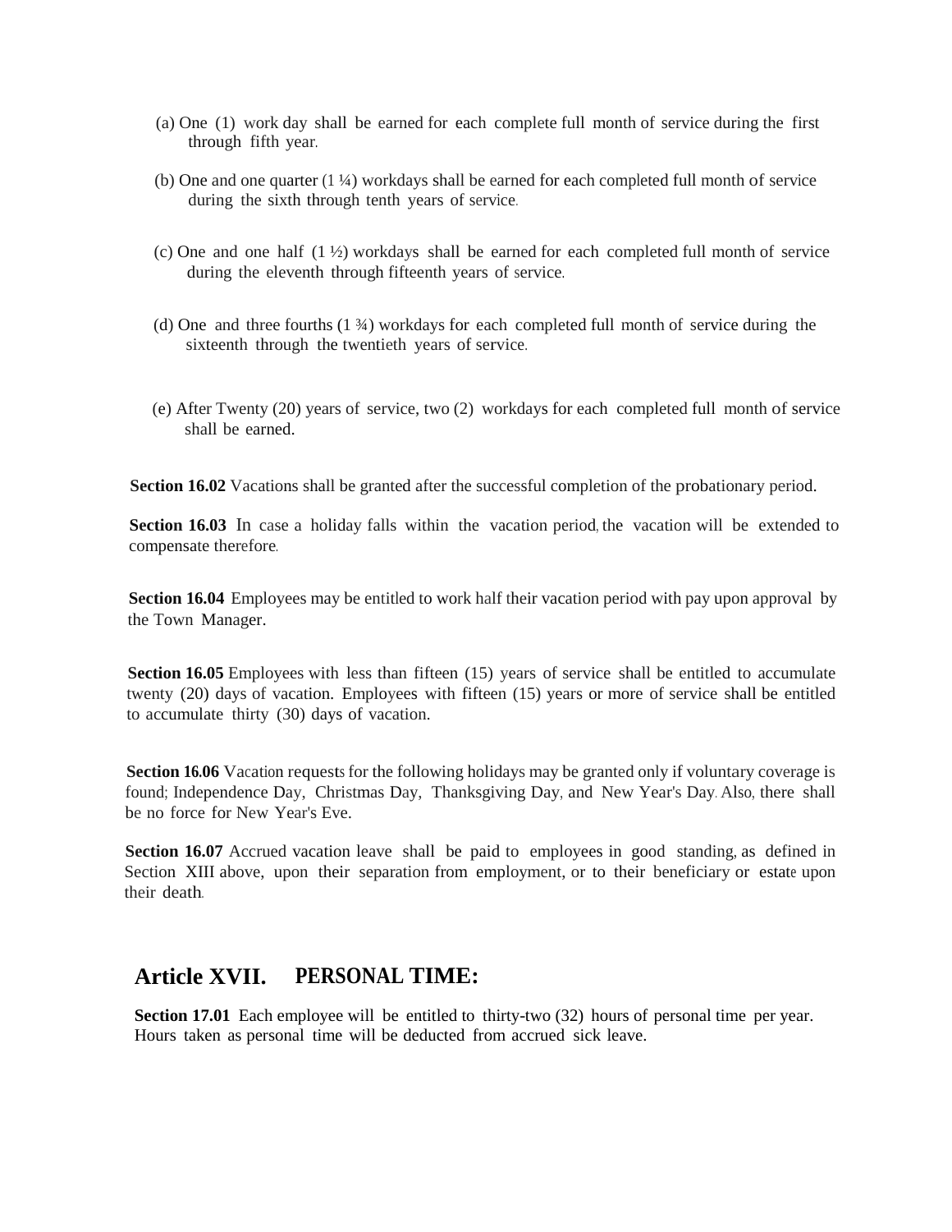(a) One (1) work day shall be earned for each complete full month of service during the first through fifth year.

(b) One and one quarter (1 ¼) workdays shall be earned for each completed full month of service during the sixth through tenth years of service.

(c) One and one half (1 ½) workdays shall be earned for each completed full month of service during the eleventh through fifteenth years of service.

(d) One and three fourths (1 ¾) workdays for each completed full month of service during the sixteenth through the twentieth years of service.

(e) After Twenty (20) years of service, two (2) workdays for each completed full month of service shall be earned.

**Section 16.02** Vacations shall be granted after the successful completion of the probationary period.

**Section 16.03** In case a holiday falls within the vacation period, the vacation will be extended to compensate therefore.

**Section 16.04** Employees may be entitled to work half their vacation period with pay upon approval by the Town Manager.

**Section 16.05** Employees with less than fifteen (15) years of service shall be entitled to accumulate twenty (20) days of vacation. Employees with fifteen (15) years or more of service shall be entitled to accumulate thirty (30) days of vacation.

**Section 16.06** Vacation requests for the following holidays may be granted only if voluntary coverage is found; Independence Day, Christmas Day, Thanksgiving Day, and New Year's Day. Also, there shall be no force for New Year's Eve.

**Section 16.07** Accrued vacation leave shall be paid to employees in good standing, as defined in Section XIII above, upon their separation from employment, or to their beneficiary or estate upon their death.

## Article XVII. PERSONAL TIME:

**Section 17.01** Each employee will be entitled to thirty-two (32) hours of personal time per year. Hours taken as personal time will be deducted from accrued sick leave.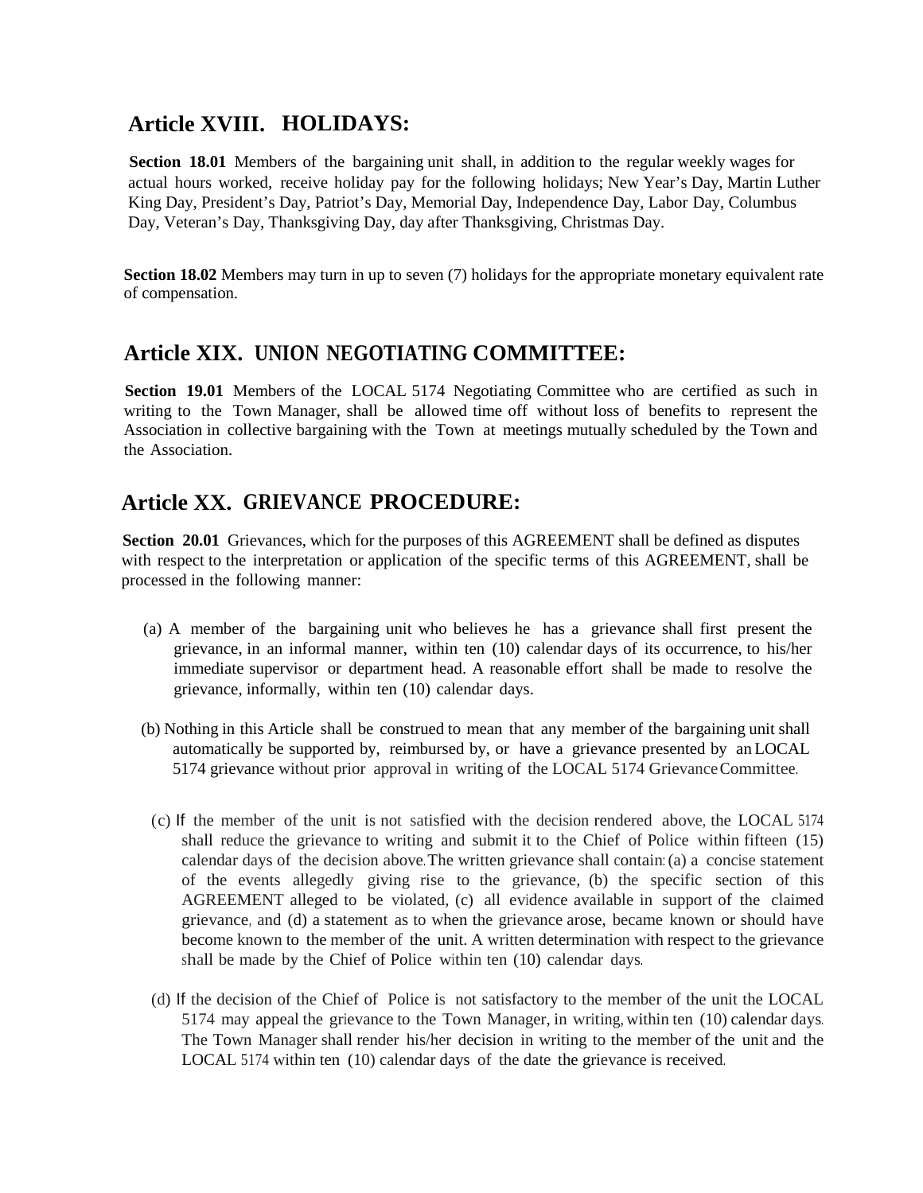## Article XVIII. HOLIDAYS:

**Section 18.01** Members of the bargaining unit shall, in addition to the regular weekly wages for actual hours worked, receive holiday pay for the following holidays; New Year's Day, Martin Luther King Day, President's Day, Patriot's Day, Memorial Day, Independence Day, Labor Day, Columbus Day, Veteran's Day, Thanksgiving Day, day after Thanksgiving, Christmas Day.

**Section 18.02** Members may turn in up to seven (7) holidays for the appropriate monetary equivalent rate of compensation.

## Article XIX. UNION NEGOTIATING COMMITTEE:

**Section 19.01** Members of the LOCAL 5174 Negotiating Committee who are certified as such in writing to the Town Manager, shall be allowed time off without loss of benefits to represent the Association in collective bargaining with the Town at meetings mutually scheduled by the Town and the Association.

## Article XX. GRIEVANCE PROCEDURE:

**Section 20.01** Grievances, which for the purposes of this AGREEMENT shall be defined as disputes with respect to the interpretation or application of the specific terms of this AGREEMENT, shall be processed in the following manner:

(a) A member of the bargaining unit who believes he has a grievance shall first present the grievance, in an informal manner, within ten (10) calendar days of its occurrence, to his/her immediate supervisor or department head. A reasonable effort shall be made to resolve the grievance, informally, within ten (10) calendar days.

(b) Nothing in this Article shall be construed to mean that any member of the bargaining unit shall automatically be supported by, reimbursed by, or have a grievance presented by an LOCAL 5174 grievance without prior approval in writing of the LOCAL 5174 Grievance Committee.

(c) If the member of the unit is not satisfied with the decision rendered above, the LOCAL 5174 shall reduce the grievance to writing and submit it to the Chief of Police within fifteen (15) calendar days of the decision above. The written grievance shall contain: (a) a concise statement of the events allegedly giving rise to the grievance, (b) the specific section of this AGREEMENT alleged to be violated, (c) all evidence available in support of the claimed grievance, and (d) a statement as to when the grievance arose, became known or should have become known to the member of the unit. A written determination with respect to the grievance shall be made by the Chief of Police within ten (10) calendar days.

(d) If the decision of the Chief of Police is not satisfactory to the member of the unit the LOCAL 5174 may appeal the grievance to the Town Manager, in writing, within ten (10) calendar days. The Town Manager shall render his/her decision in writing to the member of the unit and the LOCAL 5174 within ten (10) calendar days of the date the grievance is received.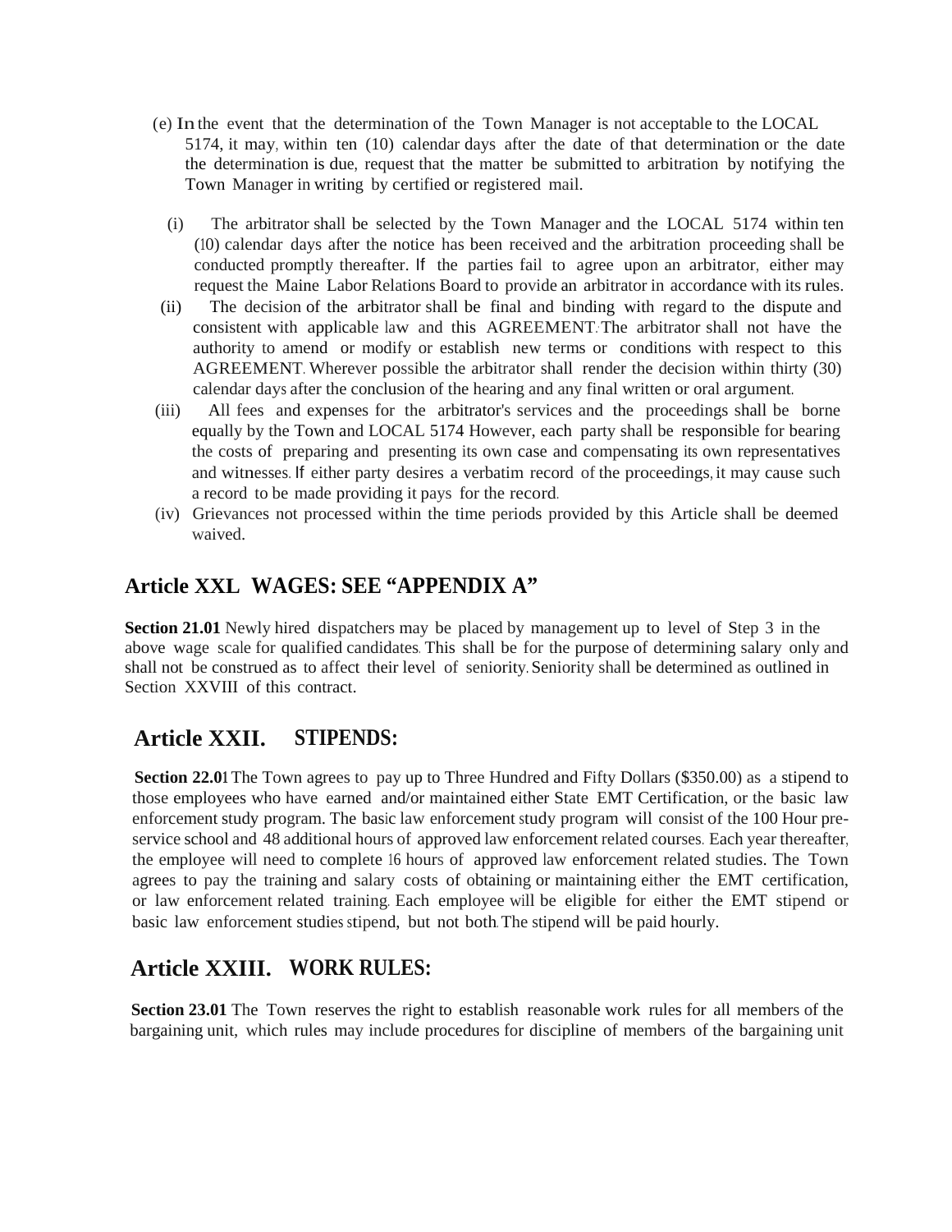(e) In the event that the determination of the Town Manager is not acceptable to the LOCAL 5174, it may, within ten (10) calendar days after the date of that determination or the date the determination is due, request that the matter be submitted to arbitration by notifying the Town Manager in writing by certified or registered mail.

(i) The arbitrator shall be selected by the Town Manager and the LOCAL 5174 within ten (10) calendar days after the notice has been received and the arbitration proceeding shall be conducted promptly thereafter. If the parties fail to agree upon an arbitrator, either may request the Maine Labor Relations Board to provide an arbitrator in accordance with its rules.

(ii) The decision of the arbitrator shall be final and binding with regard to the dispute and consistent with applicable law and this AGREEMENT. The arbitrator shall not have the authority to amend or modify or establish new terms or conditions with respect to this AGREEMENT. Wherever possible the arbitrator shall render the decision within thirty (30) calendar days after the conclusion of the hearing and any final written or oral argument.

(iii) All fees and expenses for the arbitrator's services and the proceedings shall be borne equally by the Town and LOCAL 5174 However, each party shall be responsible for bearing the costs of preparing and presenting its own case and compensating its own representatives and witnesses. If either party desires a verbatim record of the proceedings, it may cause such a record to be made providing it pays for the record.

(iv) Grievances not processed within the time periods provided by this Article shall be deemed waived.

## Article XXL WAGES: SEE "APPENDIX A"

**Section 21.01** Newly hired dispatchers may be placed by management up to level of Step 3 in the above wage scale for qualified candidates. This shall be for the purpose of determining salary only and shall not be construed as to affect their level of seniority. Seniority shall be determined as outlined in Section XXVIII of this contract.

## Article XXII. STIPENDS:

**Section 22.01** The Town agrees to pay up to Three Hundred and Fifty Dollars ($350.00) as a stipend to those employees who have earned and/or maintained either State EMT Certification, or the basic law enforcement study program. The basic law enforcement study program will consist of the 100 Hour pre-service school and 48 additional hours of approved law enforcement related courses. Each year thereafter, the employee will need to complete 16 hours of approved law enforcement related studies. The Town agrees to pay the training and salary costs of obtaining or maintaining either the EMT certification, or law enforcement related training. Each employee will be eligible for either the EMT stipend or basic law enforcement studies stipend, but not both. The stipend will be paid hourly.

## Article XXIII. WORK RULES:

**Section 23.01** The Town reserves the right to establish reasonable work rules for all members of the bargaining unit, which rules may include procedures for discipline of members of the bargaining unit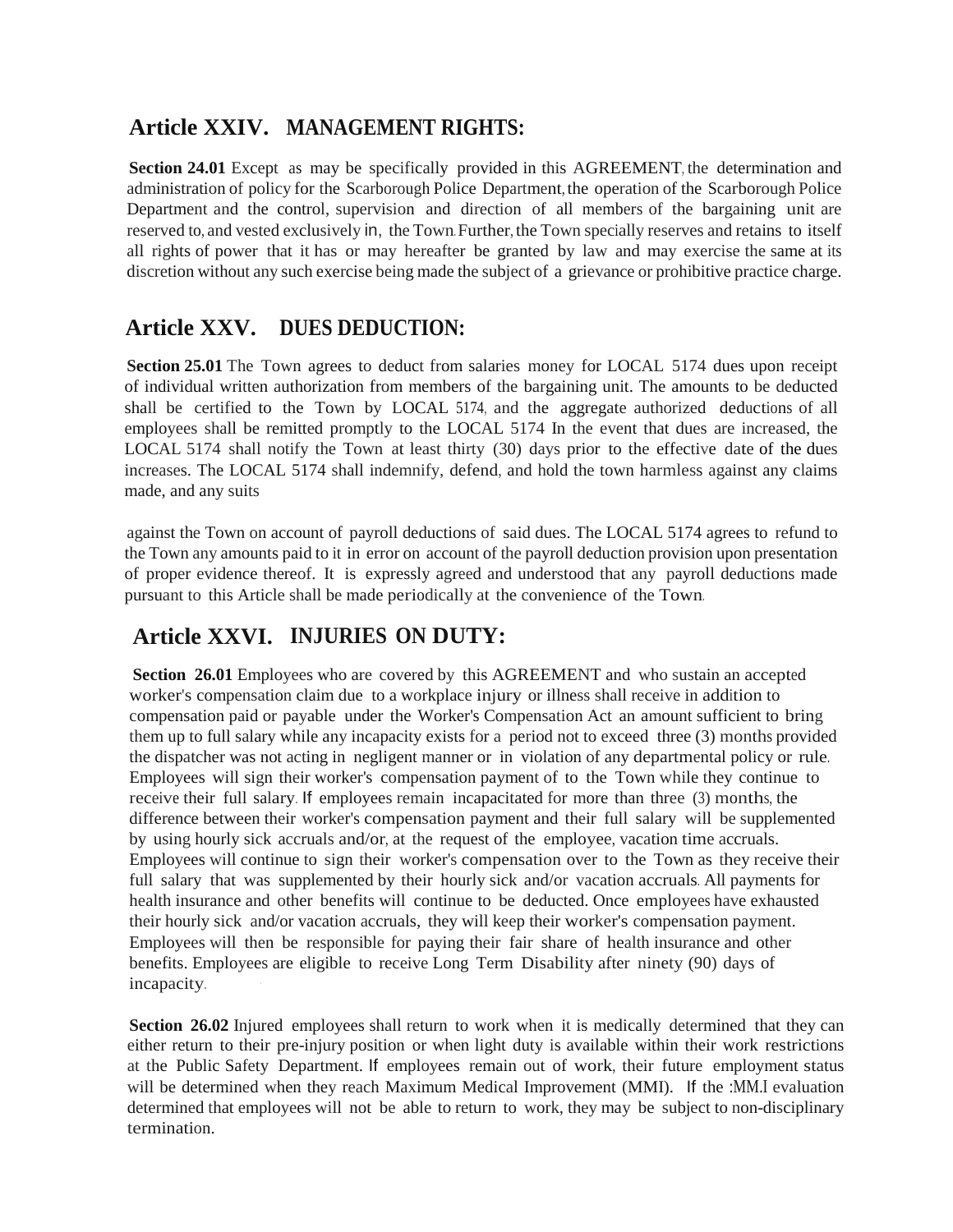## Article XXIV. MANAGEMENT RIGHTS:

**Section 24.01** Except as may be specifically provided in this AGREEMENT, the determination and administration of policy for the Scarborough Police Department, the operation of the Scarborough Police Department and the control, supervision and direction of all members of the bargaining unit are reserved to, and vested exclusively in, the Town. Further, the Town specially reserves and retains to itself all rights of power that it has or may hereafter be granted by law and may exercise the same at its discretion without any such exercise being made the subject of a grievance or prohibitive practice charge.

## Article XXV. DUES DEDUCTION:

**Section 25.01** The Town agrees to deduct from salaries money for LOCAL 5174 dues upon receipt of individual written authorization from members of the bargaining unit. The amounts to be deducted shall be certified to the Town by LOCAL 5174, and the aggregate authorized deductions of all employees shall be remitted promptly to the LOCAL 5174 In the event that dues are increased, the LOCAL 5174 shall notify the Town at least thirty (30) days prior to the effective date of the dues increases. The LOCAL 5174 shall indemnify, defend, and hold the town harmless against any claims made, and any suits

against the Town on account of payroll deductions of said dues. The LOCAL 5174 agrees to refund to the Town any amounts paid to it in error on account of the payroll deduction provision upon presentation of proper evidence thereof. It is expressly agreed and understood that any payroll deductions made pursuant to this Article shall be made periodically at the convenience of the Town.

## Article XXVI. INJURIES ON DUTY:

**Section 26.01** Employees who are covered by this AGREEMENT and who sustain an accepted worker's compensation claim due to a workplace injury or illness shall receive in addition to compensation paid or payable under the Worker's Compensation Act an amount sufficient to bring them up to full salary while any incapacity exists for a period not to exceed three (3) months provided the dispatcher was not acting in negligent manner or in violation of any departmental policy or rule. Employees will sign their worker's compensation payment of to the Town while they continue to receive their full salary. If employees remain incapacitated for more than three (3) months, the difference between their worker's compensation payment and their full salary will be supplemented by using hourly sick accruals and/or, at the request of the employee, vacation time accruals. Employees will continue to sign their worker's compensation over to the Town as they receive their full salary that was supplemented by their hourly sick and/or vacation accruals. All payments for health insurance and other benefits will continue to be deducted. Once employees have exhausted their hourly sick and/or vacation accruals, they will keep their worker's compensation payment. Employees will then be responsible for paying their fair share of health insurance and other benefits. Employees are eligible to receive Long Term Disability after ninety (90) days of incapacity.

**Section 26.02** Injured employees shall return to work when it is medically determined that they can either return to their pre-injury position or when light duty is available within their work restrictions at the Public Safety Department. If employees remain out of work, their future employment status will be determined when they reach Maximum Medical Improvement (MMI). If the :MM.I evaluation determined that employees will not be able to return to work, they may be subject to non-disciplinary termination.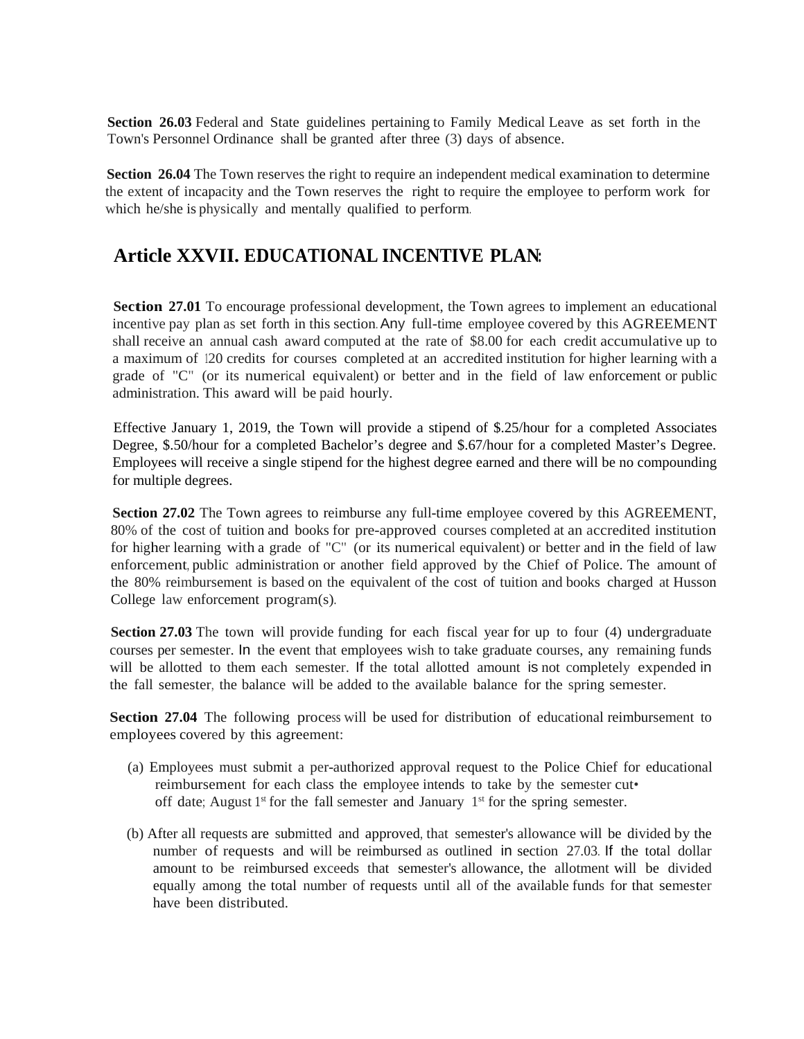**Section 26.03** Federal and State guidelines pertaining to Family Medical Leave as set forth in the Town's Personnel Ordinance shall be granted after three (3) days of absence.

**Section 26.04** The Town reserves the right to require an independent medical examination to determine the extent of incapacity and the Town reserves the right to require the employee to perform work for which he/she is physically and mentally qualified to perform.

## Article XXVII. EDUCATIONAL INCENTIVE PLAN:

**Section 27.01** To encourage professional development, the Town agrees to implement an educational incentive pay plan as set forth in this section. Any full-time employee covered by this AGREEMENT shall receive an annual cash award computed at the rate of $8.00 for each credit accumulative up to a maximum of 120 credits for courses completed at an accredited institution for higher learning with a grade of "C" (or its numerical equivalent) or better and in the field of law enforcement or public administration. This award will be paid hourly.

Effective January 1, 2019, the Town will provide a stipend of $.25/hour for a completed Associates Degree, $.50/hour for a completed Bachelor's degree and $.67/hour for a completed Master's Degree. Employees will receive a single stipend for the highest degree earned and there will be no compounding for multiple degrees.

**Section 27.02** The Town agrees to reimburse any full-time employee covered by this AGREEMENT, 80% of the cost of tuition and books for pre-approved courses completed at an accredited institution for higher learning with a grade of "C" (or its numerical equivalent) or better and in the field of law enforcement, public administration or another field approved by the Chief of Police. The amount of the 80% reimbursement is based on the equivalent of the cost of tuition and books charged at Husson College law enforcement program(s).

**Section 27.03** The town will provide funding for each fiscal year for up to four (4) undergraduate courses per semester. In the event that employees wish to take graduate courses, any remaining funds will be allotted to them each semester. If the total allotted amount is not completely expended in the fall semester, the balance will be added to the available balance for the spring semester.

**Section 27.04** The following process will be used for distribution of educational reimbursement to employees covered by this agreement:

(a) Employees must submit a per-authorized approval request to the Police Chief for educational reimbursement for each class the employee intends to take by the semester cut-off date; August 1st for the fall semester and January 1st for the spring semester.

(b) After all requests are submitted and approved, that semester's allowance will be divided by the number of requests and will be reimbursed as outlined in section 27.03. If the total dollar amount to be reimbursed exceeds that semester's allowance, the allotment will be divided equally among the total number of requests until all of the available funds for that semester have been distributed.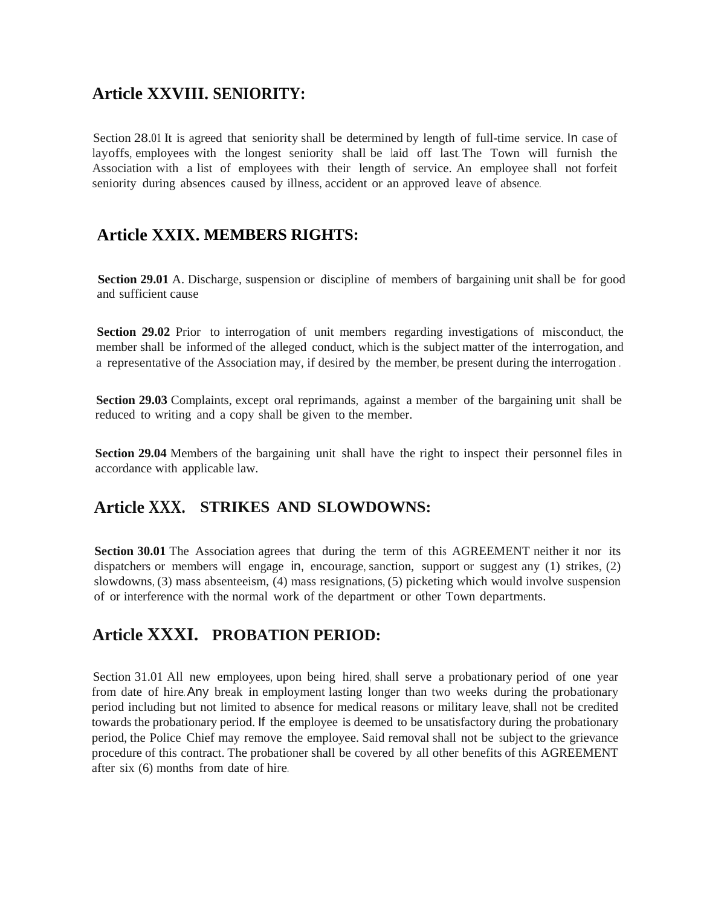## Article XXVIII. SENIORITY:

Section 28.01 It is agreed that seniority shall be determined by length of full-time service. In case of layoffs, employees with the longest seniority shall be laid off last. The Town will furnish the Association with a list of employees with their length of service. An employee shall not forfeit seniority during absences caused by illness, accident or an approved leave of absence.

## Article XXIX. MEMBERS RIGHTS:

**Section 29.01** A. Discharge, suspension or discipline of members of bargaining unit shall be for good and sufficient cause

**Section 29.02** Prior to interrogation of unit members regarding investigations of misconduct, the member shall be informed of the alleged conduct, which is the subject matter of the interrogation, and a representative of the Association may, if desired by the member, be present during the interrogation .

**Section 29.03** Complaints, except oral reprimands, against a member of the bargaining unit shall be reduced to writing and a copy shall be given to the member.

**Section 29.04** Members of the bargaining unit shall have the right to inspect their personnel files in accordance with applicable law.

## Article XXX. STRIKES AND SLOWDOWNS:

**Section 30.01** The Association agrees that during the term of this AGREEMENT neither it nor its dispatchers or members will engage in, encourage, sanction, support or suggest any (1) strikes, (2) slowdowns, (3) mass absenteeism, (4) mass resignations, (5) picketing which would involve suspension of or interference with the normal work of the department or other Town departments.

## Article XXXI. PROBATION PERIOD:

Section 31.01 All new employees, upon being hired, shall serve a probationary period of one year from date of hire. Any break in employment lasting longer than two weeks during the probationary period including but not limited to absence for medical reasons or military leave, shall not be credited towards the probationary period. If the employee is deemed to be unsatisfactory during the probationary period, the Police Chief may remove the employee. Said removal shall not be subject to the grievance procedure of this contract. The probationer shall be covered by all other benefits of this AGREEMENT after six (6) months from date of hire.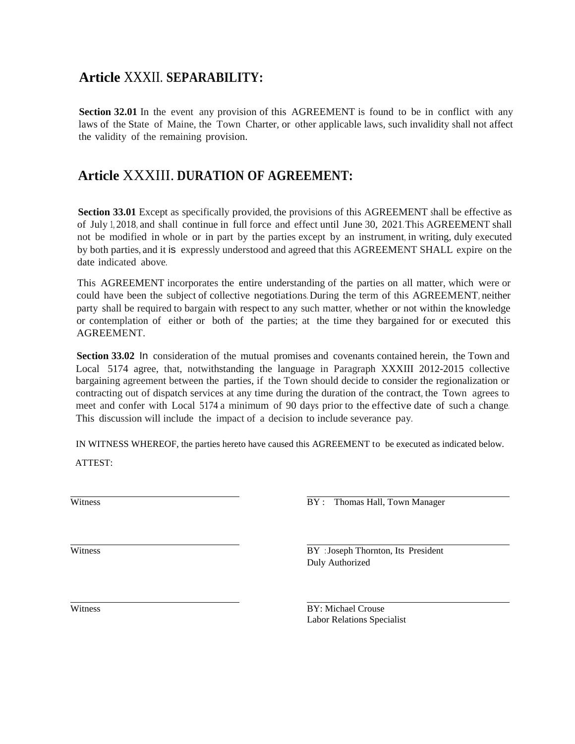## Article XXXII. SEPARABILITY:

**Section 32.01** In the event any provision of this AGREEMENT is found to be in conflict with any laws of the State of Maine, the Town Charter, or other applicable laws, such invalidity shall not affect the validity of the remaining provision.

## Article XXXIII. DURATION OF AGREEMENT:

**Section 33.01** Except as specifically provided, the provisions of this AGREEMENT shall be effective as of July 1, 2018, and shall continue in full force and effect until June 30, 2021. This AGREEMENT shall not be modified in whole or in part by the parties except by an instrument, in writing, duly executed by both parties, and it is expressly understood and agreed that this AGREEMENT SHALL expire on the date indicated above.

This AGREEMENT incorporates the entire understanding of the parties on all matter, which were or could have been the subject of collective negotiations. During the term of this AGREEMENT, neither party shall be required to bargain with respect to any such matter, whether or not within the knowledge or contemplation of either or both of the parties; at the time they bargained for or executed this AGREEMENT.

**Section 33.02** In consideration of the mutual promises and covenants contained herein, the Town and Local 5174 agree, that, notwithstanding the language in Paragraph XXXIII 2012-2015 collective bargaining agreement between the parties, if the Town should decide to consider the regionalization or contracting out of dispatch services at any time during the duration of the contract, the Town agrees to meet and confer with Local 5174 a minimum of 90 days prior to the effective date of such a change. This discussion will include the impact of a decision to include severance pay.

IN WITNESS WHEREOF, the parties hereto have caused this AGREEMENT to be executed as indicated below.

ATTEST:

| | |
|---|---|
| Witness | BY : Thomas Hall, Town Manager |
| Witness | BY : Joseph Thornton, Its President<br>Duly Authorized |
| Witness | BY: Michael Crouse<br>Labor Relations Specialist |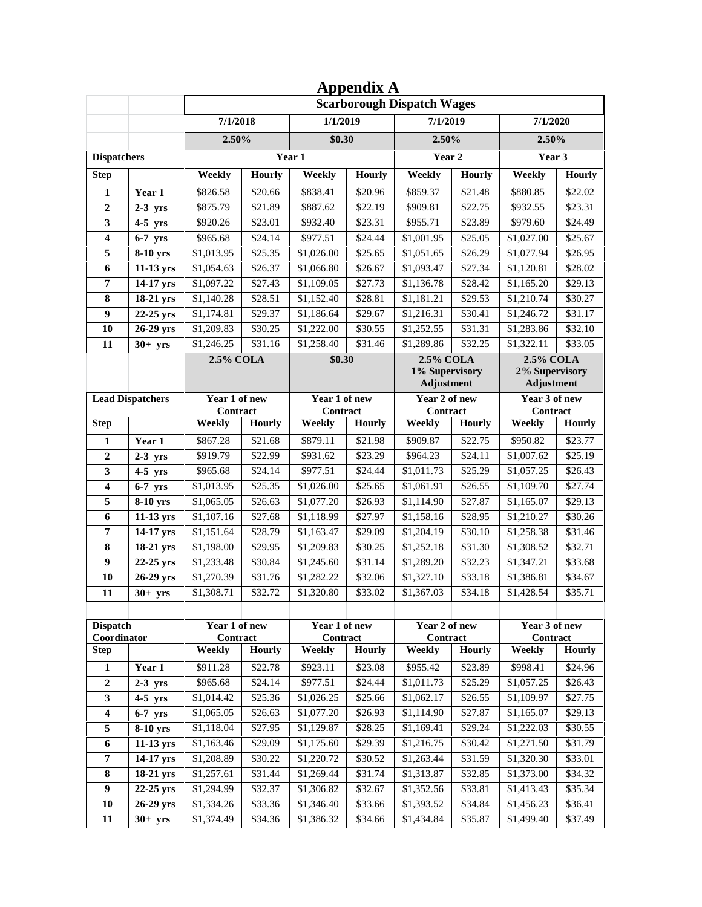# Appendix A

| | | Scarborough Dispatch Wages | | | | | | | |
|---|---|---|---|---|---|---|---|---|---|
| | | 7/1/2018 | | 1/1/2019 | | 7/1/2019 | | 7/1/2020 | |
| | | 2.50% | | $0.30 | | 2.50% | | 2.50% | |
| **Dispatchers** | | Year 1 | | | | Year 2 | | Year 3 | |
| **Step** | | **Weekly** | **Hourly** | **Weekly** | **Hourly** | **Weekly** | **Hourly** | **Weekly** | **Hourly** |
| 1 | Year 1 | $826.58 | $20.66 | $838.41 | $20.96 | $859.37 | $21.48 | $880.85 | $22.02 |
| 2 | 2-3 yrs | $875.79 | $21.89 | $887.62 | $22.19 | $909.81 | $22.75 | $932.55 | $23.31 |
| 3 | 4-5 yrs | $920.26 | $23.01 | $932.40 | $23.31 | $955.71 | $23.89 | $979.60 | $24.49 |
| 4 | 6-7 yrs | $965.68 | $24.14 | $977.51 | $24.44 | $1,001.95 | $25.05 | $1,027.00 | $25.67 |
| 5 | 8-10 yrs | $1,013.95 | $25.35 | $1,026.00 | $25.65 | $1,051.65 | $26.29 | $1,077.94 | $26.95 |
| 6 | 11-13 yrs | $1,054.63 | $26.37 | $1,066.80 | $26.67 | $1,093.47 | $27.34 | $1,120.81 | $28.02 |
| 7 | 14-17 yrs | $1,097.22 | $27.43 | $1,109.05 | $27.73 | $1,136.78 | $28.42 | $1,165.20 | $29.13 |
| 8 | 18-21 yrs | $1,140.28 | $28.51 | $1,152.40 | $28.81 | $1,181.21 | $29.53 | $1,210.74 | $30.27 |
| 9 | 22-25 yrs | $1,174.81 | $29.37 | $1,186.64 | $29.67 | $1,216.31 | $30.41 | $1,246.72 | $31.17 |
| 10 | 26-29 yrs | $1,209.83 | $30.25 | $1,222.00 | $30.55 | $1,252.55 | $31.31 | $1,283.86 | $32.10 |
| 11 | 30+ yrs | $1,246.25 | $31.16 | $1,258.40 | $31.46 | $1,289.86 | $32.25 | $1,322.11 | $33.05 |
| | | 2.5% COLA | | $0.30 | | 2.5% COLA 1% Supervisory Adjustment | | 2.5% COLA 2% Supervisory Adjustment | |
| **Lead Dispatchers** | | Year 1 of new Contract | | Year 1 of new Contract | | Year 2 of new Contract | | Year 3 of new Contract | |
| **Step** | | **Weekly** | **Hourly** | **Weekly** | **Hourly** | **Weekly** | **Hourly** | **Weekly** | **Hourly** |
| 1 | Year 1 | $867.28 | $21.68 | $879.11 | $21.98 | $909.87 | $22.75 | $950.82 | $23.77 |
| 2 | 2-3 yrs | $919.79 | $22.99 | $931.62 | $23.29 | $964.23 | $24.11 | $1,007.62 | $25.19 |
| 3 | 4-5 yrs | $965.68 | $24.14 | $977.51 | $24.44 | $1,011.73 | $25.29 | $1,057.25 | $26.43 |
| 4 | 6-7 yrs | $1,013.95 | $25.35 | $1,026.00 | $25.65 | $1,061.91 | $26.55 | $1,109.70 | $27.74 |
| 5 | 8-10 yrs | $1,065.05 | $26.63 | $1,077.20 | $26.93 | $1,114.90 | $27.87 | $1,165.07 | $29.13 |
| 6 | 11-13 yrs | $1,107.16 | $27.68 | $1,118.99 | $27.97 | $1,158.16 | $28.95 | $1,210.27 | $30.26 |
| 7 | 14-17 yrs | $1,151.64 | $28.79 | $1,163.47 | $29.09 | $1,204.19 | $30.10 | $1,258.38 | $31.46 |
| 8 | 18-21 yrs | $1,198.00 | $29.95 | $1,209.83 | $30.25 | $1,252.18 | $31.30 | $1,308.52 | $32.71 |
| 9 | 22-25 yrs | $1,233.48 | $30.84 | $1,245.60 | $31.14 | $1,289.20 | $32.23 | $1,347.21 | $33.68 |
| 10 | 26-29 yrs | $1,270.39 | $31.76 | $1,282.22 | $32.06 | $1,327.10 | $33.18 | $1,386.81 | $34.67 |
| 11 | 30+ yrs | $1,308.71 | $32.72 | $1,320.80 | $33.02 | $1,367.03 | $34.18 | $1,428.54 | $35.71 |
| | | | | | | | | | |
| **Dispatch Coordinator** | | Year 1 of new Contract | | Year 1 of new Contract | | Year 2 of new Contract | | Year 3 of new Contract | |
| **Step** | | **Weekly** | **Hourly** | **Weekly** | **Hourly** | **Weekly** | **Hourly** | **Weekly** | **Hourly** |
| 1 | Year 1 | $911.28 | $22.78 | $923.11 | $23.08 | $955.42 | $23.89 | $998.41 | $24.96 |
| 2 | 2-3 yrs | $965.68 | $24.14 | $977.51 | $24.44 | $1,011.73 | $25.29 | $1,057.25 | $26.43 |
| 3 | 4-5 yrs | $1,014.42 | $25.36 | $1,026.25 | $25.66 | $1,062.17 | $26.55 | $1,109.97 | $27.75 |
| 4 | 6-7 yrs | $1,065.05 | $26.63 | $1,077.20 | $26.93 | $1,114.90 | $27.87 | $1,165.07 | $29.13 |
| 5 | 8-10 yrs | $1,118.04 | $27.95 | $1,129.87 | $28.25 | $1,169.41 | $29.24 | $1,222.03 | $30.55 |
| 6 | 11-13 yrs | $1,163.46 | $29.09 | $1,175.60 | $29.39 | $1,216.75 | $30.42 | $1,271.50 | $31.79 |
| 7 | 14-17 yrs | $1,208.89 | $30.22 | $1,220.72 | $30.52 | $1,263.44 | $31.59 | $1,320.30 | $33.01 |
| 8 | 18-21 yrs | $1,257.61 | $31.44 | $1,269.44 | $31.74 | $1,313.87 | $32.85 | $1,373.00 | $34.32 |
| 9 | 22-25 yrs | $1,294.99 | $32.37 | $1,306.82 | $32.67 | $1,352.56 | $33.81 | $1,413.43 | $35.34 |
| 10 | 26-29 yrs | $1,334.26 | $33.36 | $1,346.40 | $33.66 | $1,393.52 | $34.84 | $1,456.23 | $36.41 |
| 11 | 30+ yrs | $1,374.49 | $34.36 | $1,386.32 | $34.66 | $1,434.84 | $35.87 | $1,499.40 | $37.49 |